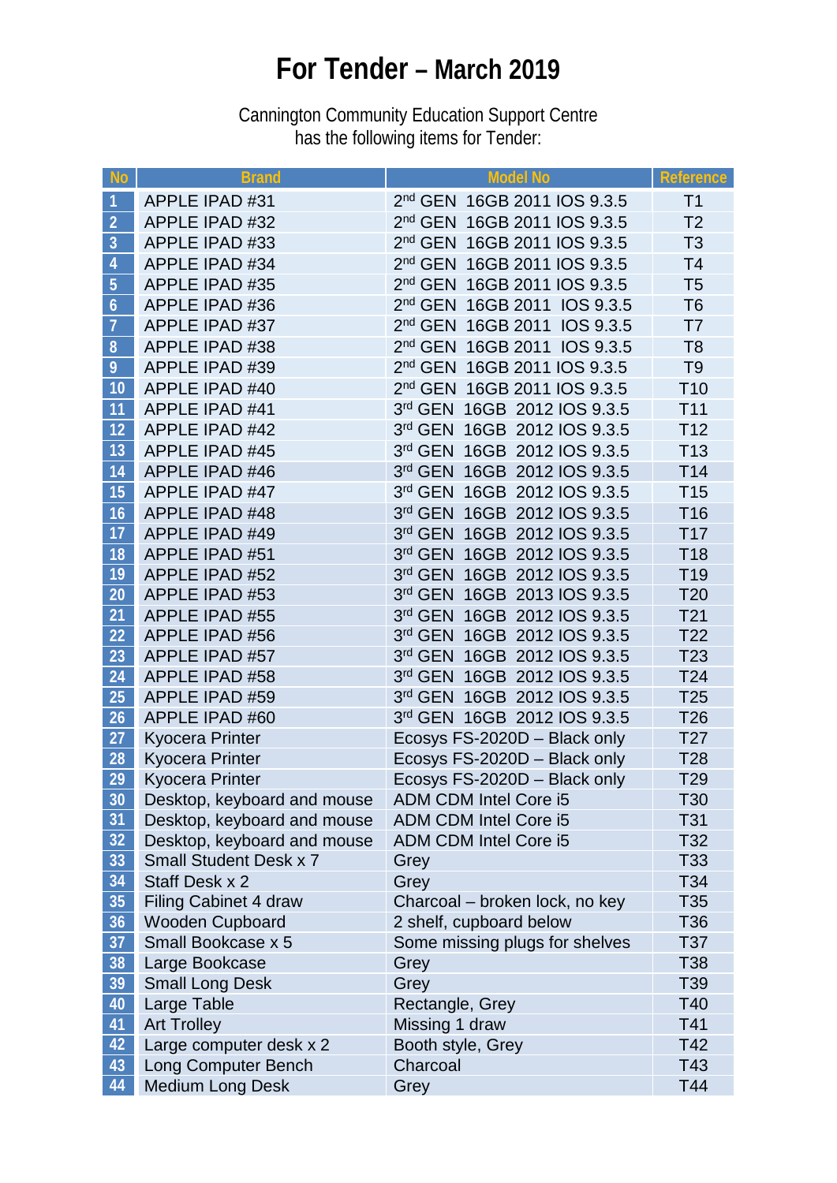# For Tender – March 2019

Cannington Community Education Support Centre
has the following items for Tender:

| No | Brand | Model No | Reference |
|---|---|---|---|
| 1 | APPLE IPAD #31 | 2nd GEN 16GB 2011 IOS 9.3.5 | T1 |
| 2 | APPLE IPAD #32 | 2nd GEN 16GB 2011 IOS 9.3.5 | T2 |
| 3 | APPLE IPAD #33 | 2nd GEN 16GB 2011 IOS 9.3.5 | T3 |
| 4 | APPLE IPAD #34 | 2nd GEN 16GB 2011 IOS 9.3.5 | T4 |
| 5 | APPLE IPAD #35 | 2nd GEN 16GB 2011 IOS 9.3.5 | T5 |
| 6 | APPLE IPAD #36 | 2nd GEN 16GB 2011 IOS 9.3.5 | T6 |
| 7 | APPLE IPAD #37 | 2nd GEN 16GB 2011 IOS 9.3.5 | T7 |
| 8 | APPLE IPAD #38 | 2nd GEN 16GB 2011 IOS 9.3.5 | T8 |
| 9 | APPLE IPAD #39 | 2nd GEN 16GB 2011 IOS 9.3.5 | T9 |
| 10 | APPLE IPAD #40 | 2nd GEN 16GB 2011 IOS 9.3.5 | T10 |
| 11 | APPLE IPAD #41 | 3rd GEN 16GB 2012 IOS 9.3.5 | T11 |
| 12 | APPLE IPAD #42 | 3rd GEN 16GB 2012 IOS 9.3.5 | T12 |
| 13 | APPLE IPAD #45 | 3rd GEN 16GB 2012 IOS 9.3.5 | T13 |
| 14 | APPLE IPAD #46 | 3rd GEN 16GB 2012 IOS 9.3.5 | T14 |
| 15 | APPLE IPAD #47 | 3rd GEN 16GB 2012 IOS 9.3.5 | T15 |
| 16 | APPLE IPAD #48 | 3rd GEN 16GB 2012 IOS 9.3.5 | T16 |
| 17 | APPLE IPAD #49 | 3rd GEN 16GB 2012 IOS 9.3.5 | T17 |
| 18 | APPLE IPAD #51 | 3rd GEN 16GB 2012 IOS 9.3.5 | T18 |
| 19 | APPLE IPAD #52 | 3rd GEN 16GB 2012 IOS 9.3.5 | T19 |
| 20 | APPLE IPAD #53 | 3rd GEN 16GB 2013 IOS 9.3.5 | T20 |
| 21 | APPLE IPAD #55 | 3rd GEN 16GB 2012 IOS 9.3.5 | T21 |
| 22 | APPLE IPAD #56 | 3rd GEN 16GB 2012 IOS 9.3.5 | T22 |
| 23 | APPLE IPAD #57 | 3rd GEN 16GB 2012 IOS 9.3.5 | T23 |
| 24 | APPLE IPAD #58 | 3rd GEN 16GB 2012 IOS 9.3.5 | T24 |
| 25 | APPLE IPAD #59 | 3rd GEN 16GB 2012 IOS 9.3.5 | T25 |
| 26 | APPLE IPAD #60 | 3rd GEN 16GB 2012 IOS 9.3.5 | T26 |
| 27 | Kyocera Printer | Ecosys FS-2020D – Black only | T27 |
| 28 | Kyocera Printer | Ecosys FS-2020D – Black only | T28 |
| 29 | Kyocera Printer | Ecosys FS-2020D – Black only | T29 |
| 30 | Desktop, keyboard and mouse | ADM CDM Intel Core i5 | T30 |
| 31 | Desktop, keyboard and mouse | ADM CDM Intel Core i5 | T31 |
| 32 | Desktop, keyboard and mouse | ADM CDM Intel Core i5 | T32 |
| 33 | Small Student Desk x 7 | Grey | T33 |
| 34 | Staff Desk x 2 | Grey | T34 |
| 35 | Filing Cabinet 4 draw | Charcoal – broken lock, no key | T35 |
| 36 | Wooden Cupboard | 2 shelf, cupboard below | T36 |
| 37 | Small Bookcase x 5 | Some missing plugs for shelves | T37 |
| 38 | Large Bookcase | Grey | T38 |
| 39 | Small Long Desk | Grey | T39 |
| 40 | Large Table | Rectangle, Grey | T40 |
| 41 | Art Trolley | Missing 1 draw | T41 |
| 42 | Large computer desk x 2 | Booth style, Grey | T42 |
| 43 | Long Computer Bench | Charcoal | T43 |
| 44 | Medium Long Desk | Grey | T44 |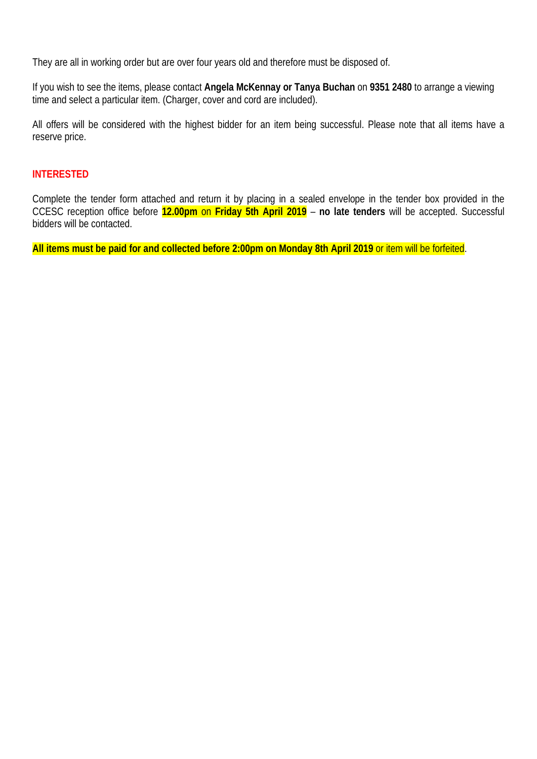They are all in working order but are over four years old and therefore must be disposed of.

If you wish to see the items, please contact **Angela McKennay or Tanya Buchan** on **9351 2480** to arrange a viewing time and select a particular item. (Charger, cover and cord are included).

All offers will be considered with the highest bidder for an item being successful. Please note that all items have a reserve price.

## INTERESTED

Complete the tender form attached and return it by placing in a sealed envelope in the tender box provided in the CCESC reception office before **12.00pm** on **Friday 5th April 2019** – **no late tenders** will be accepted. Successful bidders will be contacted.

**All items must be paid for and collected before 2:00pm on Monday 8th April 2019** or item will be forfeited.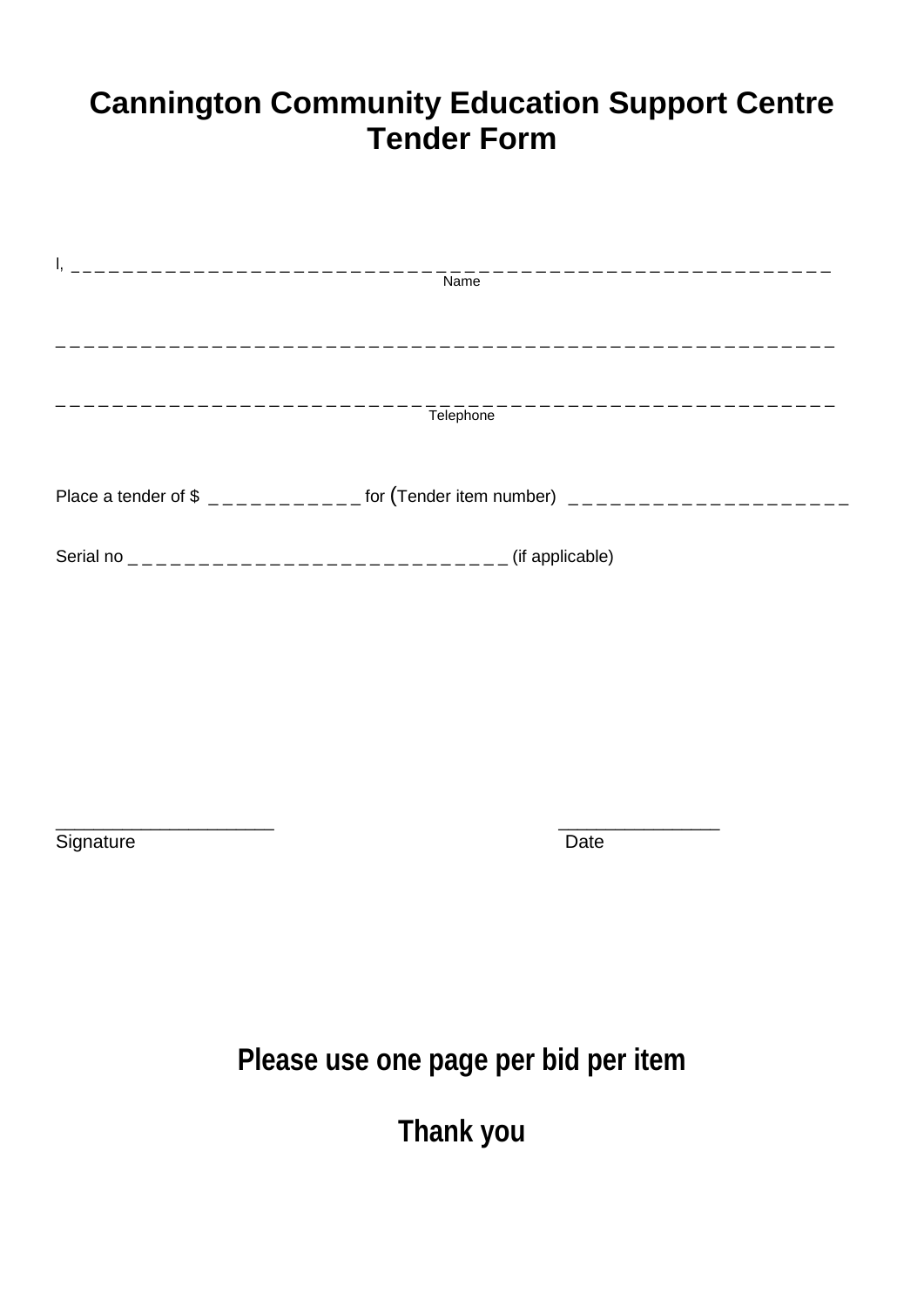# Cannington Community Education Support Centre Tender Form

I, _ _ _ _ _ _ _ _ _ _ _ _ _ _ _ _ _ _ _ _ _ _ _ _ _ _ _ _ _ _ _ _ _ _ _ _ _ _ _ _ _ _ _ _ _ _ _ _ _ _ _ _ _ _ _ _

Name

_ _ _ _ _ _ _ _ _ _ _ _ _ _ _ _ _ _ _ _ _ _ _ _ _ _ _ _ _ _ _ _ _ _ _ _ _ _ _ _ _ _ _ _ _ _ _ _ _ _ _ _ _ _ _ _ _

_ _ _ _ _ _ _ _ _ _ _ _ _ _ _ _ _ _ _ _ _ _ _ _ _ _ _ _ _ _ _ _ _ _ _ _ _ _ _ _ _ _ _ _ _ _ _ _ _ _ _ _ _ _ _ _ _

Telephone

Place a tender of $ _ _ _ _ _ _ _ _ _ _ _ _ for (Tender item number) _ _ _ _ _ _ _ _ _ _ _ _ _ _ _ _ _ _ _ _ _

Serial no _ _ _ _ _ _ _ _ _ _ _ _ _ _ _ _ _ _ _ _ _ _ _ _ _ _ _ _ (if applicable)

_____________________ _______________

Signature Date

**Please use one page per bid per item**

**Thank you**